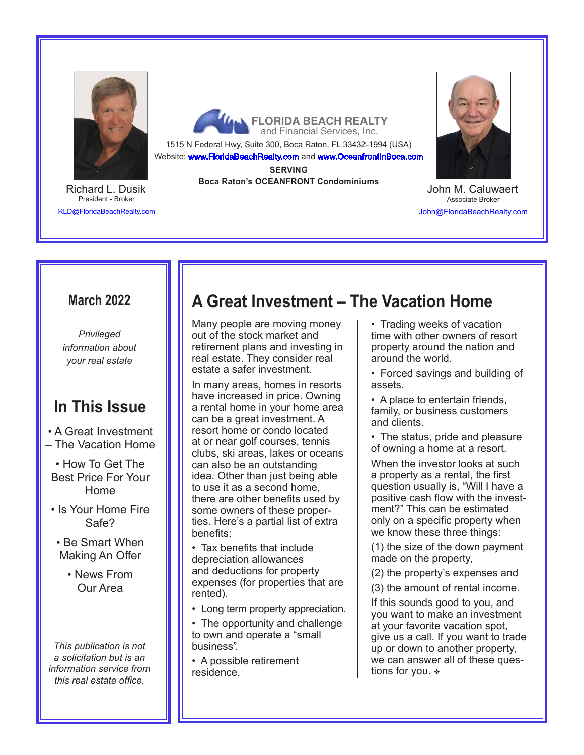Richard L. Dusik
President - Broker
RLD@FloridaBeachRealty.com

**FLORIDA BEACH REALTY**
and Financial Services, Inc.

1515 N Federal Hwy, Suite 300, Boca Raton, FL 33432-1994 (USA)
Website: www.FloridaBeachRealty.com and www.OceanfrontInBoca.com

**SERVING**
**Boca Raton's OCEANFRONT Condominiums**

John M. Caluwaert
Associate Broker
John@FloridaBeachRealty.com

## March 2022

*Privileged information about your real estate*

## In This Issue

- A Great Investment – The Vacation Home
- How To Get The Best Price For Your Home
- Is Your Home Fire Safe?
- Be Smart When Making An Offer
- News From Our Area

*This publication is not a solicitation but is an information service from this real estate office.*

# A Great Investment – The Vacation Home

Many people are moving money out of the stock market and retirement plans and investing in real estate. They consider real estate a safer investment.

In many areas, homes in resorts have increased in price. Owning a rental home in your home area can be a great investment. A resort home or condo located at or near golf courses, tennis clubs, ski areas, lakes or oceans can also be an outstanding idea. Other than just being able to use it as a second home, there are other benefits used by some owners of these properties. Here's a partial list of extra benefits:

- Tax benefits that include depreciation allowances and deductions for property expenses (for properties that are rented).
- Long term property appreciation.
- The opportunity and challenge to own and operate a "small business".
- A possible retirement residence.
- Trading weeks of vacation time with other owners of resort property around the nation and around the world.
- Forced savings and building of assets.
- A place to entertain friends, family, or business customers and clients.
- The status, pride and pleasure of owning a home at a resort.

When the investor looks at such a property as a rental, the first question usually is, "Will I have a positive cash flow with the investment?" This can be estimated only on a specific property when we know these three things:

(1) the size of the down payment made on the property,

(2) the property's expenses and

(3) the amount of rental income.

If this sounds good to you, and you want to make an investment at your favorite vacation spot, give us a call. If you want to trade up or down to another property, we can answer all of these questions for you. ❖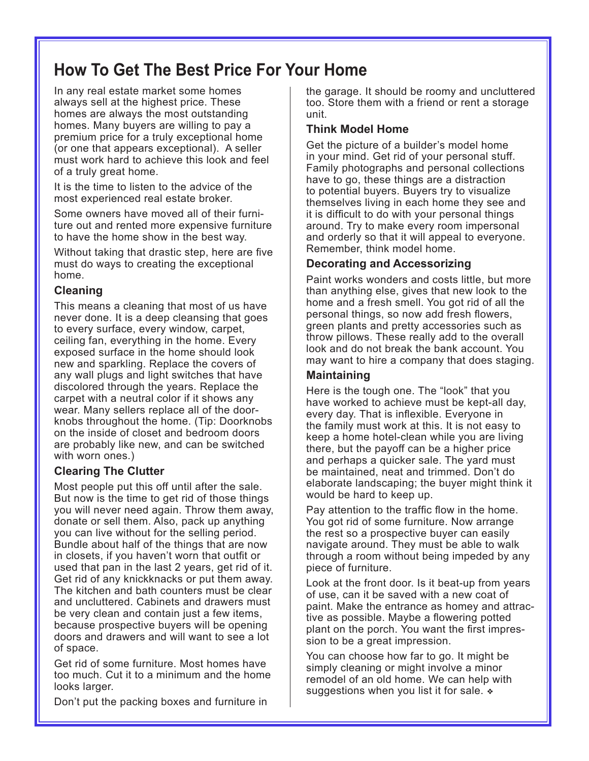# How To Get The Best Price For Your Home

In any real estate market some homes always sell at the highest price. These homes are always the most outstanding homes. Many buyers are willing to pay a premium price for a truly exceptional home (or one that appears exceptional). A seller must work hard to achieve this look and feel of a truly great home.

It is the time to listen to the advice of the most experienced real estate broker.

Some owners have moved all of their furniture out and rented more expensive furniture to have the home show in the best way.

Without taking that drastic step, here are five must do ways to creating the exceptional home.

### Cleaning

This means a cleaning that most of us have never done. It is a deep cleansing that goes to every surface, every window, carpet, ceiling fan, everything in the home. Every exposed surface in the home should look new and sparkling. Replace the covers of any wall plugs and light switches that have discolored through the years. Replace the carpet with a neutral color if it shows any wear. Many sellers replace all of the doorknobs throughout the home. (Tip: Doorknobs on the inside of closet and bedroom doors are probably like new, and can be switched with worn ones.)

### Clearing The Clutter

Most people put this off until after the sale. But now is the time to get rid of those things you will never need again. Throw them away, donate or sell them. Also, pack up anything you can live without for the selling period. Bundle about half of the things that are now in closets, if you haven't worn that outfit or used that pan in the last 2 years, get rid of it. Get rid of any knickknacks or put them away. The kitchen and bath counters must be clear and uncluttered. Cabinets and drawers must be very clean and contain just a few items, because prospective buyers will be opening doors and drawers and will want to see a lot of space.

Get rid of some furniture. Most homes have too much. Cut it to a minimum and the home looks larger.

Don't put the packing boxes and furniture in the garage. It should be roomy and uncluttered too. Store them with a friend or rent a storage unit.

### Think Model Home

Get the picture of a builder's model home in your mind. Get rid of your personal stuff. Family photographs and personal collections have to go, these things are a distraction to potential buyers. Buyers try to visualize themselves living in each home they see and it is difficult to do with your personal things around. Try to make every room impersonal and orderly so that it will appeal to everyone. Remember, think model home.

### Decorating and Accessorizing

Paint works wonders and costs little, but more than anything else, gives that new look to the home and a fresh smell. You got rid of all the personal things, so now add fresh flowers, green plants and pretty accessories such as throw pillows. These really add to the overall look and do not break the bank account. You may want to hire a company that does staging.

### Maintaining

Here is the tough one. The "look" that you have worked to achieve must be kept-all day, every day. That is inflexible. Everyone in the family must work at this. It is not easy to keep a home hotel-clean while you are living there, but the payoff can be a higher price and perhaps a quicker sale. The yard must be maintained, neat and trimmed. Don't do elaborate landscaping; the buyer might think it would be hard to keep up.

Pay attention to the traffic flow in the home. You got rid of some furniture. Now arrange the rest so a prospective buyer can easily navigate around. They must be able to walk through a room without being impeded by any piece of furniture.

Look at the front door. Is it beat-up from years of use, can it be saved with a new coat of paint. Make the entrance as homey and attractive as possible. Maybe a flowering potted plant on the porch. You want the first impression to be a great impression.

You can choose how far to go. It might be simply cleaning or might involve a minor remodel of an old home. We can help with suggestions when you list it for sale. ❖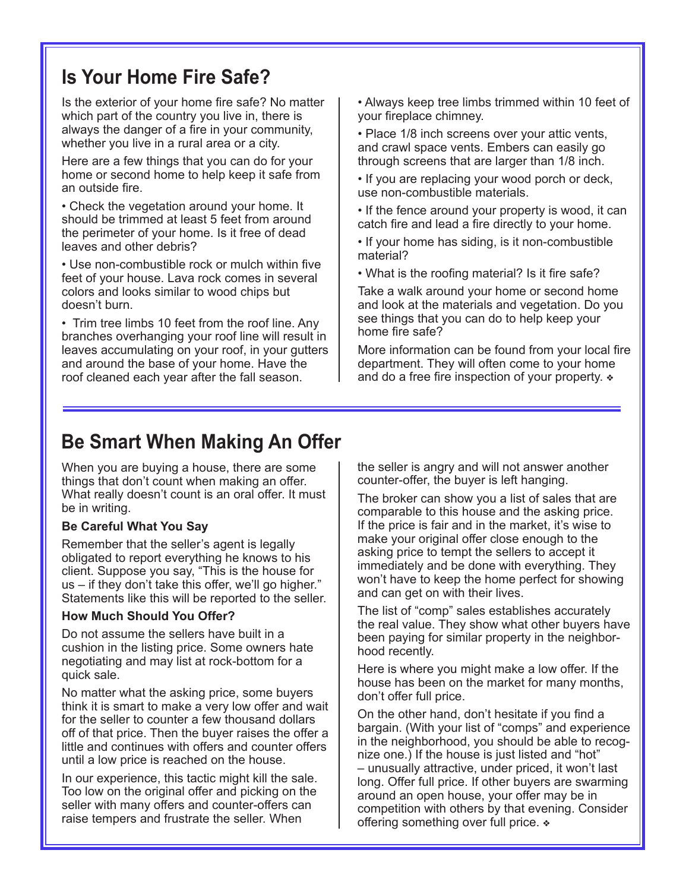## Is Your Home Fire Safe?

Is the exterior of your home fire safe? No matter which part of the country you live in, there is always the danger of a fire in your community, whether you live in a rural area or a city.

Here are a few things that you can do for your home or second home to help keep it safe from an outside fire.

- Check the vegetation around your home. It should be trimmed at least 5 feet from around the perimeter of your home. Is it free of dead leaves and other debris?
- Use non-combustible rock or mulch within five feet of your house. Lava rock comes in several colors and looks similar to wood chips but doesn't burn.
- Trim tree limbs 10 feet from the roof line. Any branches overhanging your roof line will result in leaves accumulating on your roof, in your gutters and around the base of your home. Have the roof cleaned each year after the fall season.
- Always keep tree limbs trimmed within 10 feet of your fireplace chimney.
- Place 1/8 inch screens over your attic vents, and crawl space vents. Embers can easily go through screens that are larger than 1/8 inch.
- If you are replacing your wood porch or deck, use non-combustible materials.
- If the fence around your property is wood, it can catch fire and lead a fire directly to your home.
- If your home has siding, is it non-combustible material?
- What is the roofing material? Is it fire safe?

Take a walk around your home or second home and look at the materials and vegetation. Do you see things that you can do to help keep your home fire safe?

More information can be found from your local fire department. They will often come to your home and do a free fire inspection of your property. ❖

## Be Smart When Making An Offer

When you are buying a house, there are some things that don't count when making an offer. What really doesn't count is an oral offer. It must be in writing.

**Be Careful What You Say**

Remember that the seller's agent is legally obligated to report everything he knows to his client. Suppose you say, "This is the house for us – if they don't take this offer, we'll go higher." Statements like this will be reported to the seller.

**How Much Should You Offer?**

Do not assume the sellers have built in a cushion in the listing price. Some owners hate negotiating and may list at rock-bottom for a quick sale.

No matter what the asking price, some buyers think it is smart to make a very low offer and wait for the seller to counter a few thousand dollars off of that price. Then the buyer raises the offer a little and continues with offers and counter offers until a low price is reached on the house.

In our experience, this tactic might kill the sale. Too low on the original offer and picking on the seller with many offers and counter-offers can raise tempers and frustrate the seller. When the seller is angry and will not answer another counter-offer, the buyer is left hanging.

The broker can show you a list of sales that are comparable to this house and the asking price. If the price is fair and in the market, it's wise to make your original offer close enough to the asking price to tempt the sellers to accept it immediately and be done with everything. They won't have to keep the home perfect for showing and can get on with their lives.

The list of "comp" sales establishes accurately the real value. They show what other buyers have been paying for similar property in the neighborhood recently.

Here is where you might make a low offer. If the house has been on the market for many months, don't offer full price.

On the other hand, don't hesitate if you find a bargain. (With your list of "comps" and experience in the neighborhood, you should be able to recognize one.) If the house is just listed and "hot" – unusually attractive, under priced, it won't last long. Offer full price. If other buyers are swarming around an open house, your offer may be in competition with others by that evening. Consider offering something over full price. ❖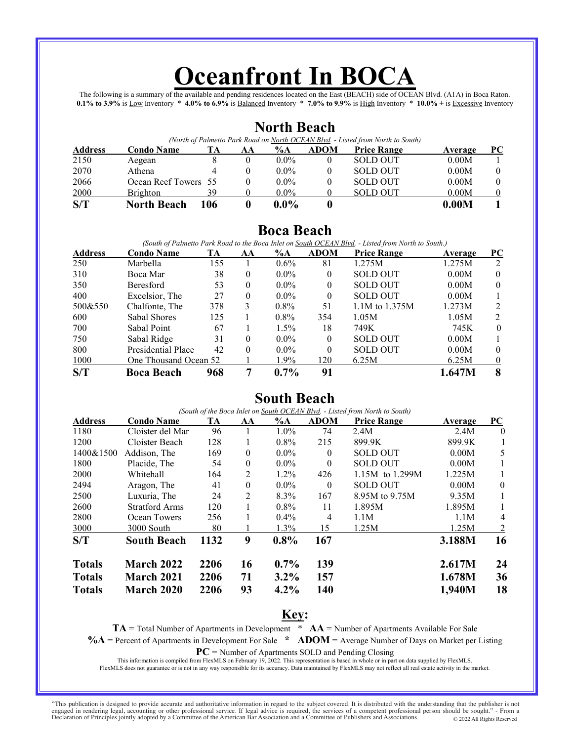# Oceanfront In BOCA

The following is a summary of the available and pending residences located on the East (BEACH) side of OCEAN Blvd. (A1A) in Boca Raton.
**0.1% to 3.9%** is Low Inventory * **4.0% to 6.9%** is Balanced Inventory * **7.0% to 9.9%** is High Inventory * **10.0% +** is Excessive Inventory

## North Beach

*(North of Palmetto Park Road on North OCEAN Blvd. - Listed from North to South)*

| Address | Condo Name | TA | AA | %A | ADOM | Price Range | Average | PC |
|---|---|---|---|---|---|---|---|---|
| 2150 | Aegean | 8 | 0 | 0.0% | 0 | SOLD OUT | 0.00M | 1 |
| 2070 | Athena | 4 | 0 | 0.0% | 0 | SOLD OUT | 0.00M | 0 |
| 2066 | Ocean Reef Towers | 55 | 0 | 0.0% | 0 | SOLD OUT | 0.00M | 0 |
| 2000 | Brighton | 39 | 0 | 0.0% | 0 | SOLD OUT | 0.00M | 0 |
| **S/T** | **North Beach** | **106** | **0** | **0.0%** | **0** | | **0.00M** | **1** |

## Boca Beach

*(South of Palmetto Park Road to the Boca Inlet on South OCEAN Blvd. - Listed from North to South.)*

| Address | Condo Name | TA | AA | %A | ADOM | Price Range | Average | PC |
|---|---|---|---|---|---|---|---|---|
| 250 | Marbella | 155 | 1 | 0.6% | 81 | 1.275M | 1.275M | 2 |
| 310 | Boca Mar | 38 | 0 | 0.0% | 0 | SOLD OUT | 0.00M | 0 |
| 350 | Beresford | 53 | 0 | 0.0% | 0 | SOLD OUT | 0.00M | 0 |
| 400 | Excelsior, The | 27 | 0 | 0.0% | 0 | SOLD OUT | 0.00M | 1 |
| 500&550 | Chalfonte, The | 378 | 3 | 0.8% | 51 | 1.1M to 1.375M | 1.273M | 2 |
| 600 | Sabal Shores | 125 | 1 | 0.8% | 354 | 1.05M | 1.05M | 2 |
| 700 | Sabal Point | 67 | 1 | 1.5% | 18 | 749K | 745K | 0 |
| 750 | Sabal Ridge | 31 | 0 | 0.0% | 0 | SOLD OUT | 0.00M | 1 |
| 800 | Presidential Place | 42 | 0 | 0.0% | 0 | SOLD OUT | 0.00M | 0 |
| 1000 | One Thousand Ocean | 52 | 1 | 1.9% | 120 | 6.25M | 6.25M | 0 |
| **S/T** | **Boca Beach** | **968** | **7** | **0.7%** | **91** | | **1.647M** | **8** |

## South Beach

*(South of the Boca Inlet on South OCEAN Blvd. - Listed from North to South)*

| Address | Condo Name | TA | AA | %A | ADOM | Price Range | Average | PC |
|---|---|---|---|---|---|---|---|---|
| 1180 | Cloister del Mar | 96 | 1 | 1.0% | 74 | 2.4M | 2.4M | 0 |
| 1200 | Cloister Beach | 128 | 1 | 0.8% | 215 | 899.9K | 899.9K | 1 |
| 1400&1500 | Addison, The | 169 | 0 | 0.0% | 0 | SOLD OUT | 0.00M | 5 |
| 1800 | Placide, The | 54 | 0 | 0.0% | 0 | SOLD OUT | 0.00M | 1 |
| 2000 | Whitehall | 164 | 2 | 1.2% | 426 | 1.15M to 1.299M | 1.225M | 1 |
| 2494 | Aragon, The | 41 | 0 | 0.0% | 0 | SOLD OUT | 0.00M | 0 |
| 2500 | Luxuria, The | 24 | 2 | 8.3% | 167 | 8.95M to 9.75M | 9.35M | 1 |
| 2600 | Stratford Arms | 120 | 1 | 0.8% | 11 | 1.895M | 1.895M | 1 |
| 2800 | Ocean Towers | 256 | 1 | 0.4% | 4 | 1.1M | 1.1M | 4 |
| 3000 | 3000 South | 80 | 1 | 1.3% | 15 | 1.25M | 1.25M | 2 |
| **S/T** | **South Beach** | **1132** | **9** | **0.8%** | **167** | | **3.188M** | **16** |
| | | | | | | | | |
| **Totals** | **March 2022** | **2206** | **16** | **0.7%** | **139** | | **2.617M** | **24** |
| **Totals** | **March 2021** | **2206** | **71** | **3.2%** | **157** | | **1.678M** | **36** |
| **Totals** | **March 2020** | **2206** | **93** | **4.2%** | **140** | | **1,940M** | **18** |

## Key:

**TA** = Total Number of Apartments in Development * **AA** = Number of Apartments Available For Sale
**%A** = Percent of Apartments in Development For Sale * **ADOM** = Average Number of Days on Market per Listing
**PC** = Number of Apartments SOLD and Pending Closing

This information is compiled from FlexMLS on February 19, 2022. This representation is based in whole or in part on data supplied by FlexMLS. FlexMLS does not guarantee or is not in any way responsible for its accuracy. Data maintained by FlexMLS may not reflect all real estate activity in the market.

"This publication is designed to provide accurate and authoritative information in regard to the subject covered. It is distributed with the understanding that the publisher is not engaged in rendering legal, accounting or other professional service. If legal advice is required, the services of a competent professional person should be sought." - From a Declaration of Principles jointly adopted by a Committee of the American Bar Association and a Committee of Publishers and Associations.

© 2022 All Rights Reserved